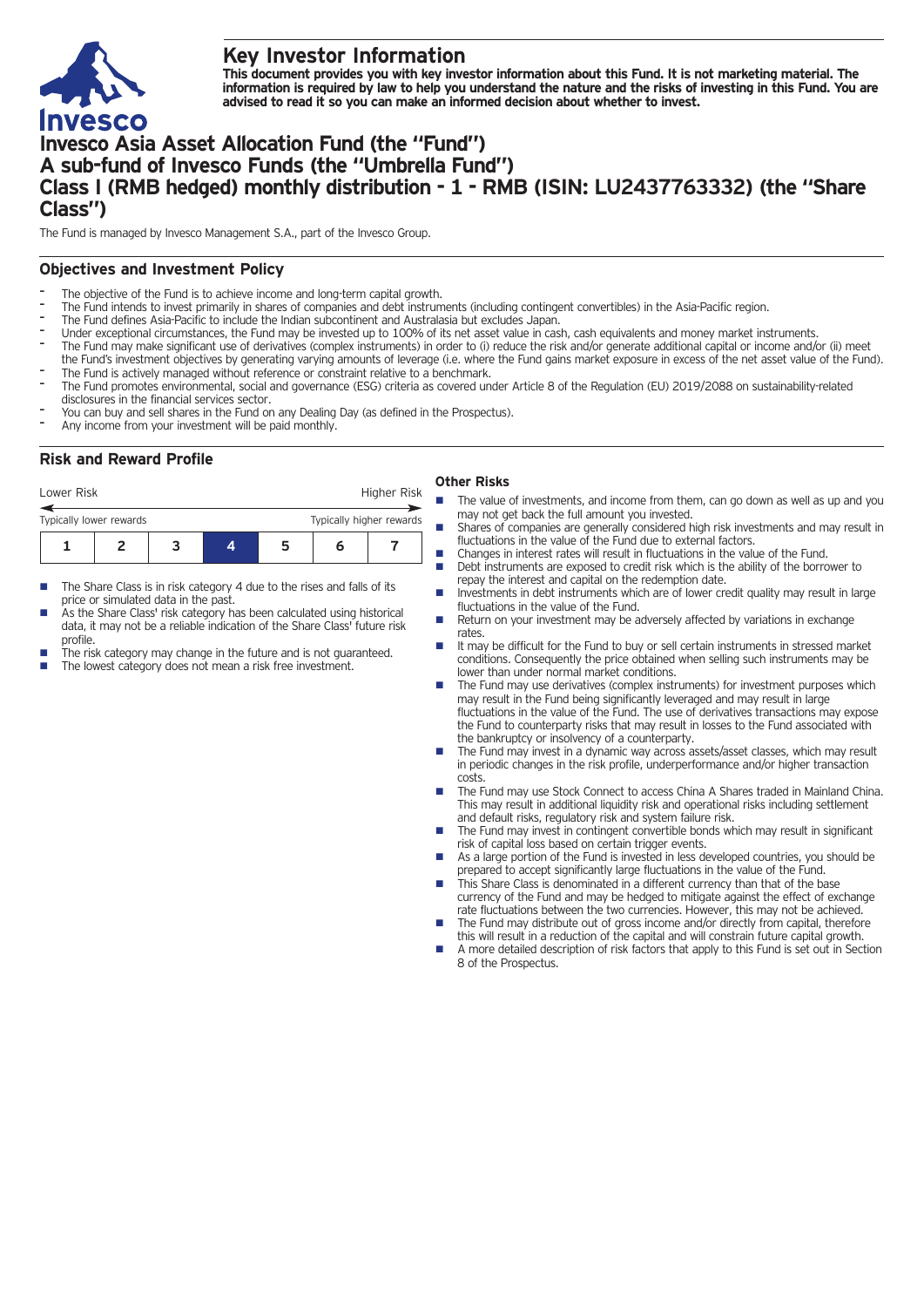# Key Investor Information

**This document provides you with key investor information about this Fund. It is not marketing material. The information is required by law to help you understand the nature and the risks of investing in this Fund. You are advised to read it so you can make an informed decision about whether to invest.**

# Invesco Asia Asset Allocation Fund (the "Fund") A sub-fund of Invesco Funds (the "Umbrella Fund") Class I (RMB hedged) monthly distribution - 1 - RMB (ISIN: LU2437763332) (the "Share Class")

The Fund is managed by Invesco Management S.A., part of the Invesco Group.

## Objectives and Investment Policy

- The objective of the Fund is to achieve income and long-term capital growth.
- The Fund intends to invest primarily in shares of companies and debt instruments (including contingent convertibles) in the Asia-Pacific region.
- The Fund defines Asia-Pacific to include the Indian subcontinent and Australasia but excludes Japan.
- Under exceptional circumstances, the Fund may be invested up to 100% of its net asset value in cash, cash equivalents and money market instruments.
- The Fund may make significant use of derivatives (complex instruments) in order to (i) reduce the risk and/or generate additional capital or income and/or (ii) meet the Fund's investment objectives by generating varying amounts of leverage (i.e. where the Fund gains market exposure in excess of the net asset value of the Fund).
- The Fund is actively managed without reference or constraint relative to a benchmark.
- The Fund promotes environmental, social and governance (ESG) criteria as covered under Article 8 of the Regulation (EU) 2019/2088 on sustainability-related disclosures in the financial services sector.
- You can buy and sell shares in the Fund on any Dealing Day (as defined in the Prospectus).
- Any income from your investment will be paid monthly.

## Risk and Reward Profile

| Lower Risk | | | | | | Higher Risk |
|---|---|---|---|---|---|---|
| Typically lower rewards | | | | | | Typically higher rewards |
| 1 | 2 | 3 | **4** | 5 | 6 | 7 |

- The Share Class is in risk category 4 due to the rises and falls of its price or simulated data in the past.
- As the Share Class' risk category has been calculated using historical data, it may not be a reliable indication of the Share Class' future risk profile.
- The risk category may change in the future and is not guaranteed.
- The lowest category does not mean a risk free investment.

### Other Risks

- The value of investments, and income from them, can go down as well as up and you may not get back the full amount you invested.
- Shares of companies are generally considered high risk investments and may result in fluctuations in the value of the Fund due to external factors.
- Changes in interest rates will result in fluctuations in the value of the Fund.
- Debt instruments are exposed to credit risk which is the ability of the borrower to repay the interest and capital on the redemption date.
- Investments in debt instruments which are of lower credit quality may result in large fluctuations in the value of the Fund.
- Return on your investment may be adversely affected by variations in exchange rates.
- It may be difficult for the Fund to buy or sell certain instruments in stressed market conditions. Consequently the price obtained when selling such instruments may be lower than under normal market conditions.
- The Fund may use derivatives (complex instruments) for investment purposes which may result in the Fund being significantly leveraged and may result in large fluctuations in the value of the Fund. The use of derivatives transactions may expose the Fund to counterparty risks that may result in losses to the Fund associated with the bankruptcy or insolvency of a counterparty.
- The Fund may invest in a dynamic way across assets/asset classes, which may result in periodic changes in the risk profile, underperformance and/or higher transaction costs.
- The Fund may use Stock Connect to access China A Shares traded in Mainland China. This may result in additional liquidity risk and operational risks including settlement and default risks, regulatory risk and system failure risk.
- The Fund may invest in contingent convertible bonds which may result in significant risk of capital loss based on certain trigger events.
- As a large portion of the Fund is invested in less developed countries, you should be prepared to accept significantly large fluctuations in the value of the Fund.
- This Share Class is denominated in a different currency than that of the base currency of the Fund and may be hedged to mitigate against the effect of exchange rate fluctuations between the two currencies. However, this may not be achieved.
- The Fund may distribute out of gross income and/or directly from capital, therefore this will result in a reduction of the capital and will constrain future capital growth.
- A more detailed description of risk factors that apply to this Fund is set out in Section 8 of the Prospectus.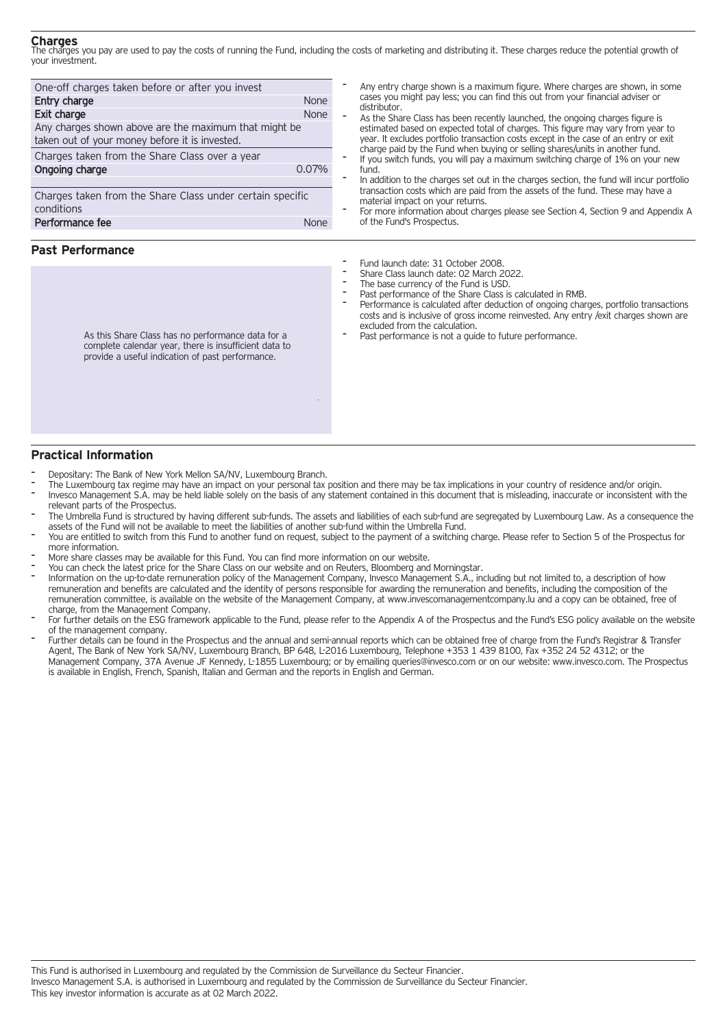## Charges

The charges you pay are used to pay the costs of running the Fund, including the costs of marketing and distributing it. These charges reduce the potential growth of your investment.

| | |
|---|---|
| One-off charges taken before or after you invest | |
| **Entry charge** | None |
| **Exit charge** | None |
| Any charges shown above are the maximum that might be taken out of your money before it is invested. | |
| Charges taken from the Share Class over a year | |
| **Ongoing charge** | 0.07% |
| Charges taken from the Share Class under certain specific conditions | |
| **Performance fee** | None |

- Any entry charge shown is a maximum figure. Where charges are shown, in some cases you might pay less; you can find this out from your financial adviser or distributor.
- As the Share Class has been recently launched, the ongoing charges figure is estimated based on expected total of charges. This figure may vary from year to year. It excludes portfolio transaction costs except in the case of an entry or exit charge paid by the Fund when buying or selling shares/units in another fund.
- If you switch funds, you will pay a maximum switching charge of 1% on your new fund.
- In addition to the charges set out in the charges section, the fund will incur portfolio transaction costs which are paid from the assets of the fund. These may have a material impact on your returns.
- For more information about charges please see Section 4, Section 9 and Appendix A of the Fund's Prospectus.

## Past Performance

As this Share Class has no performance data for a complete calendar year, there is insufficient data to provide a useful indication of past performance.

- Fund launch date: 31 October 2008.
- Share Class launch date: 02 March 2022.
- The base currency of the Fund is USD.
- Past performance of the Share Class is calculated in RMB.
- Performance is calculated after deduction of ongoing charges, portfolio transactions costs and is inclusive of gross income reinvested. Any entry /exit charges shown are excluded from the calculation.
- Past performance is not a guide to future performance.

## Practical Information

- Depositary: The Bank of New York Mellon SA/NV, Luxembourg Branch.
- The Luxembourg tax regime may have an impact on your personal tax position and there may be tax implications in your country of residence and/or origin.
- Invesco Management S.A. may be held liable solely on the basis of any statement contained in this document that is misleading, inaccurate or inconsistent with the relevant parts of the Prospectus.
- The Umbrella Fund is structured by having different sub-funds. The assets and liabilities of each sub-fund are segregated by Luxembourg Law. As a consequence the assets of the Fund will not be available to meet the liabilities of another sub-fund within the Umbrella Fund.
- You are entitled to switch from this Fund to another fund on request, subject to the payment of a switching charge. Please refer to Section 5 of the Prospectus for more information.
- More share classes may be available for this Fund. You can find more information on our website.
- You can check the latest price for the Share Class on our website and on Reuters, Bloomberg and Morningstar.
- Information on the up-to-date remuneration policy of the Management Company, Invesco Management S.A., including but not limited to, a description of how remuneration and benefits are calculated and the identity of persons responsible for awarding the remuneration and benefits, including the composition of the remuneration committee, is available on the website of the Management Company, at www.invescomanagementcompany.lu and a copy can be obtained, free of charge, from the Management Company.
- For further details on the ESG framework applicable to the Fund, please refer to the Appendix A of the Prospectus and the Fund's ESG policy available on the website of the management company.
- Further details can be found in the Prospectus and the annual and semi-annual reports which can be obtained free of charge from the Fund's Registrar & Transfer Agent, The Bank of New York SA/NV, Luxembourg Branch, BP 648, L-2016 Luxembourg, Telephone +353 1 439 8100, Fax +352 24 52 4312; or the Management Company, 37A Avenue JF Kennedy, L-1855 Luxembourg; or by emailing queries@invesco.com or on our website: www.invesco.com. The Prospectus is available in English, French, Spanish, Italian and German and the reports in English and German.

This Fund is authorised in Luxembourg and regulated by the Commission de Surveillance du Secteur Financier.
Invesco Management S.A. is authorised in Luxembourg and regulated by the Commission de Surveillance du Secteur Financier.
This key investor information is accurate as at 02 March 2022.